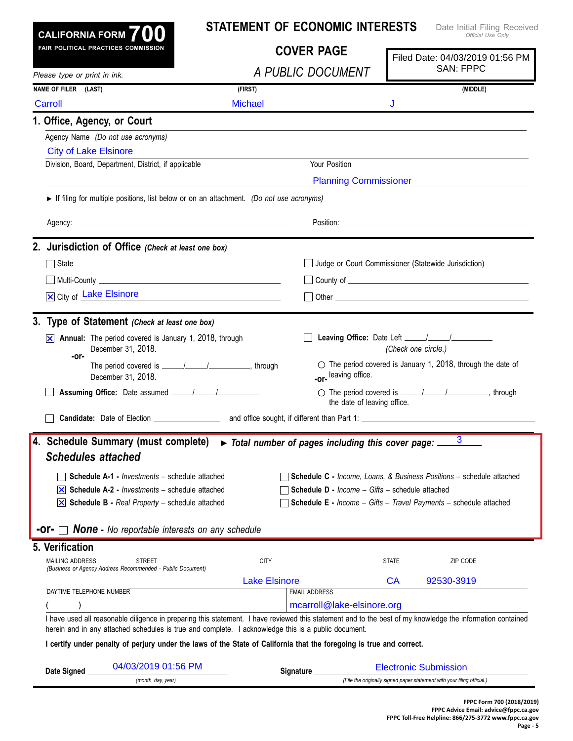# CALIFORNIA FORM 700

FAIR POLITICAL PRACTICES COMMISSION

## STATEMENT OF ECONOMIC INTERESTS

## COVER PAGE

*A PUBLIC DOCUMENT*

Date Initial Filing Received
*Official Use Only*

Filed Date: 04/03/2019 01:56 PM
SAN: FPPC

*Please type or print in ink.*

| NAME OF FILER (LAST) | (FIRST) | (MIDDLE) |
|---|---|---|
| Carroll | Michael | J |

## 1. Office, Agency, or Court

Agency Name *(Do not use acronyms)*

City of Lake Elsinore

Division, Board, Department, District, if applicable

Your Position: Planning Commissioner

► If filing for multiple positions, list below or on an attachment. *(Do not use acronyms)*

Agency: ______________________ Position: ______________________

## 2. Jurisdiction of Office *(Check at least one box)*

- ☐ State
- ☐ Judge or Court Commissioner (Statewide Jurisdiction)
- ☐ Multi-County ______________________
- ☐ County of ______________________
- ☒ City of Lake Elsinore
- ☐ Other ______________________

## 3. Type of Statement *(Check at least one box)*

- ☒ **Annual:** The period covered is January 1, 2018, through December 31, 2018.
  **-or-**
  The period covered is ____/____/________, through December 31, 2018.
- ☐ **Assuming Office:** Date assumed ____/____/________
- ☐ **Leaving Office:** Date Left ____/____/________
  *(Check one circle.)*
  - ○ The period covered is January 1, 2018, through the date of leaving office.
  **-or-**
  - ○ The period covered is ____/____/________, through the date of leaving office.
- ☐ **Candidate:** Date of Election ______________ and office sought, if different than Part 1: ______________________

## 4. Schedule Summary (must complete) ► *Total number of pages including this cover page:* 3

### *Schedules attached*

- ☐ **Schedule A-1 -** *Investments* – schedule attached
- ☒ **Schedule A-2 -** *Investments* – schedule attached
- ☒ **Schedule B -** *Real Property* – schedule attached
- ☐ **Schedule C -** *Income, Loans, & Business Positions* – schedule attached
- ☐ **Schedule D -** *Income – Gifts* – schedule attached
- ☐ **Schedule E -** *Income – Gifts – Travel Payments* – schedule attached

**-or-** ☐ ***None*** **-** *No reportable interests on any schedule*

## 5. Verification

| MAILING ADDRESS STREET *(Business or Agency Address Recommended - Public Document)* | CITY | STATE | ZIP CODE |
|---|---|---|---|
| | Lake Elsinore | CA | 92530-3919 |

| DAYTIME TELEPHONE NUMBER | EMAIL ADDRESS |
|---|---|
| ( ) | mcarroll@lake-elsinore.org |

I have used all reasonable diligence in preparing this statement. I have reviewed this statement and to the best of my knowledge the information contained herein and in any attached schedules is true and complete. I acknowledge this is a public document.

**I certify under penalty of perjury under the laws of the State of California that the foregoing is true and correct.**

**Date Signed** 04/03/2019 01:56 PM *(month, day, year)*

**Signature** Electronic Submission *(File the originally signed paper statement with your filing official.)*

FPPC Form 700 (2018/2019)
FPPC Advice Email: advice@fppc.ca.gov
FPPC Toll-Free Helpline: 866/275-3772 www.fppc.ca.gov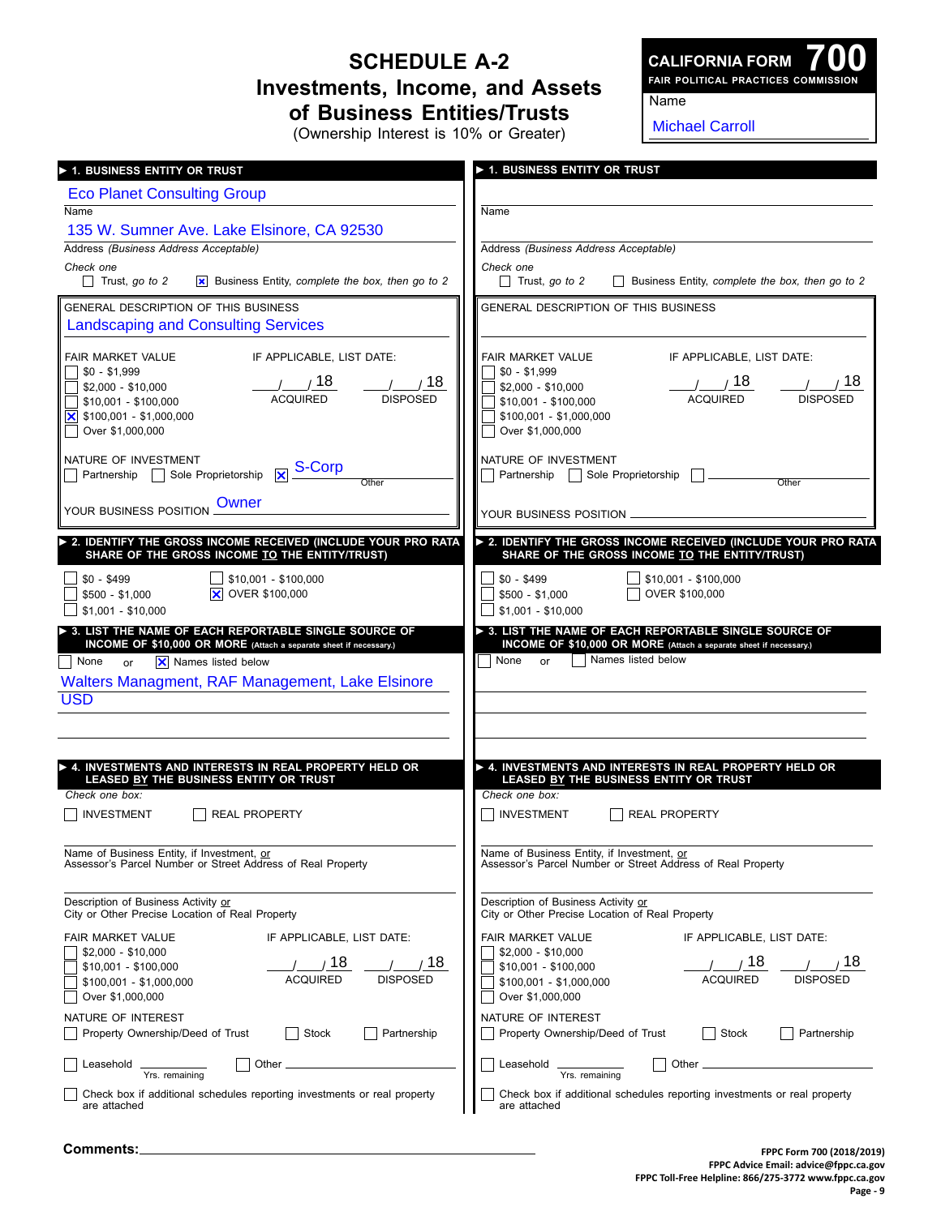# SCHEDULE A-2
## Investments, Income, and Assets of Business Entities/Trusts
(Ownership Interest is 10% or Greater)

**CALIFORNIA FORM 700**
FAIR POLITICAL PRACTICES COMMISSION

Name: Michael Carroll

---

### ▶ 1. BUSINESS ENTITY OR TRUST

Name: Eco Planet Consulting Group

Address (Business Address Acceptable): 135 W. Sumner Ave. Lake Elsinore, CA 92530

*Check one*
- [ ] Trust, *go to 2*
- [x] Business Entity, *complete the box, then go to 2*

GENERAL DESCRIPTION OF THIS BUSINESS: Landscaping and Consulting Services

FAIR MARKET VALUE
- [ ] $0 - $1,999
- [ ] $2,000 - $10,000
- [ ] $10,001 - $100,000
- [x] $100,001 - $1,000,000
- [ ] Over $1,000,000

IF APPLICABLE, LIST DATE: \_\_/\_\_/18 ACQUIRED \_\_/\_\_/18 DISPOSED

NATURE OF INVESTMENT
- [ ] Partnership
- [ ] Sole Proprietorship
- [x] Other: S-Corp

YOUR BUSINESS POSITION: Owner

### ▶ 2. IDENTIFY THE GROSS INCOME RECEIVED (INCLUDE YOUR PRO RATA SHARE OF THE GROSS INCOME TO THE ENTITY/TRUST)

- [ ] $0 - $499
- [ ] $500 - $1,000
- [ ] $1,001 - $10,000
- [ ] $10,001 - $100,000
- [x] OVER $100,000

### ▶ 3. LIST THE NAME OF EACH REPORTABLE SINGLE SOURCE OF INCOME OF $10,000 OR MORE (Attach a separate sheet if necessary.)

- [ ] None or
- [x] Names listed below

Walters Managment, RAF Management, Lake Elsinore USD

### ▶ 4. INVESTMENTS AND INTERESTS IN REAL PROPERTY HELD OR LEASED BY THE BUSINESS ENTITY OR TRUST

*Check one box:*
- [ ] INVESTMENT
- [ ] REAL PROPERTY

Name of Business Entity, if Investment, or Assessor's Parcel Number or Street Address of Real Property:

Description of Business Activity or City or Other Precise Location of Real Property:

FAIR MARKET VALUE
- [ ] $2,000 - $10,000
- [ ] $10,001 - $100,000
- [ ] $100,001 - $1,000,000
- [ ] Over $1,000,000

IF APPLICABLE, LIST DATE: \_\_/\_\_/18 ACQUIRED \_\_/\_\_/18 DISPOSED

NATURE OF INTEREST
- [ ] Property Ownership/Deed of Trust
- [ ] Stock
- [ ] Partnership
- [ ] Leasehold \_\_\_\_ Yrs. remaining
- [ ] Other \_\_\_\_

- [ ] Check box if additional schedules reporting investments or real property are attached

---

### ▶ 1. BUSINESS ENTITY OR TRUST

Name:

Address (Business Address Acceptable):

*Check one*
- [ ] Trust, *go to 2*
- [ ] Business Entity, *complete the box, then go to 2*

GENERAL DESCRIPTION OF THIS BUSINESS:

FAIR MARKET VALUE
- [ ] $0 - $1,999
- [ ] $2,000 - $10,000
- [ ] $10,001 - $100,000
- [ ] $100,001 - $1,000,000
- [ ] Over $1,000,000

IF APPLICABLE, LIST DATE: \_\_/\_\_/18 ACQUIRED \_\_/\_\_/18 DISPOSED

NATURE OF INVESTMENT
- [ ] Partnership
- [ ] Sole Proprietorship
- [ ] Other

YOUR BUSINESS POSITION:

### ▶ 2. IDENTIFY THE GROSS INCOME RECEIVED (INCLUDE YOUR PRO RATA SHARE OF THE GROSS INCOME TO THE ENTITY/TRUST)

- [ ] $0 - $499
- [ ] $500 - $1,000
- [ ] $1,001 - $10,000
- [ ] $10,001 - $100,000
- [ ] OVER $100,000

### ▶ 3. LIST THE NAME OF EACH REPORTABLE SINGLE SOURCE OF INCOME OF $10,000 OR MORE (Attach a separate sheet if necessary.)

- [ ] None or
- [ ] Names listed below

### ▶ 4. INVESTMENTS AND INTERESTS IN REAL PROPERTY HELD OR LEASED BY THE BUSINESS ENTITY OR TRUST

*Check one box:*
- [ ] INVESTMENT
- [ ] REAL PROPERTY

Name of Business Entity, if Investment, or Assessor's Parcel Number or Street Address of Real Property:

Description of Business Activity or City or Other Precise Location of Real Property:

FAIR MARKET VALUE
- [ ] $2,000 - $10,000
- [ ] $10,001 - $100,000
- [ ] $100,001 - $1,000,000
- [ ] Over $1,000,000

IF APPLICABLE, LIST DATE: \_\_/\_\_/18 ACQUIRED \_\_/\_\_/18 DISPOSED

NATURE OF INTEREST
- [ ] Property Ownership/Deed of Trust
- [ ] Stock
- [ ] Partnership
- [ ] Leasehold \_\_\_\_ Yrs. remaining
- [ ] Other \_\_\_\_

- [ ] Check box if additional schedules reporting investments or real property are attached

---

**Comments:**

FPPC Form 700 (2018/2019)
FPPC Advice Email: advice@fppc.ca.gov
FPPC Toll-Free Helpline: 866/275-3772 www.fppc.ca.gov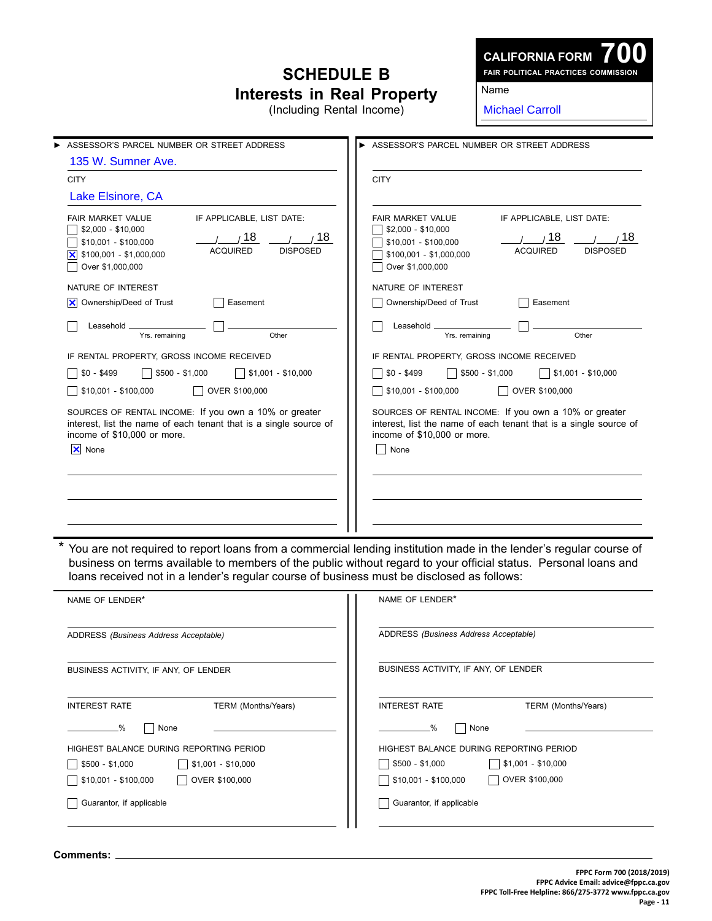# SCHEDULE B
## Interests in Real Property
(Including Rental Income)

**CALIFORNIA FORM 700**
FAIR POLITICAL PRACTICES COMMISSION

Name: Michael Carroll

---

► ASSESSOR'S PARCEL NUMBER OR STREET ADDRESS

135 W. Sumner Ave.

CITY

Lake Elsinore, CA

FAIR MARKET VALUE
- [ ] $2,000 - $10,000
- [ ] $10,001 - $100,000
- [x] $100,001 - $1,000,000
- [ ] Over $1,000,000

IF APPLICABLE, LIST DATE:

___/___/18 ACQUIRED ___/___/18 DISPOSED

NATURE OF INTEREST
- [x] Ownership/Deed of Trust
- [ ] Easement
- [ ] Leasehold ______ Yrs. remaining
- [ ] ______ Other

IF RENTAL PROPERTY, GROSS INCOME RECEIVED
- [ ] $0 - $499
- [ ] $500 - $1,000
- [ ] $1,001 - $10,000
- [ ] $10,001 - $100,000
- [ ] OVER $100,000

SOURCES OF RENTAL INCOME: If you own a 10% or greater interest, list the name of each tenant that is a single source of income of $10,000 or more.
- [x] None

---

► ASSESSOR'S PARCEL NUMBER OR STREET ADDRESS

CITY

FAIR MARKET VALUE
- [ ] $2,000 - $10,000
- [ ] $10,001 - $100,000
- [ ] $100,001 - $1,000,000
- [ ] Over $1,000,000

IF APPLICABLE, LIST DATE:

___/___/18 ACQUIRED ___/___/18 DISPOSED

NATURE OF INTEREST
- [ ] Ownership/Deed of Trust
- [ ] Easement
- [ ] Leasehold ______ Yrs. remaining
- [ ] ______ Other

IF RENTAL PROPERTY, GROSS INCOME RECEIVED
- [ ] $0 - $499
- [ ] $500 - $1,000
- [ ] $1,001 - $10,000
- [ ] $10,001 - $100,000
- [ ] OVER $100,000

SOURCES OF RENTAL INCOME: If you own a 10% or greater interest, list the name of each tenant that is a single source of income of $10,000 or more.
- [ ] None

---

* You are not required to report loans from a commercial lending institution made in the lender's regular course of business on terms available to members of the public without regard to your official status. Personal loans and loans received not in a lender's regular course of business must be disclosed as follows:

NAME OF LENDER*

ADDRESS *(Business Address Acceptable)*

BUSINESS ACTIVITY, IF ANY, OF LENDER

INTEREST RATE ______% [ ] None

TERM (Months/Years)

HIGHEST BALANCE DURING REPORTING PERIOD
- [ ] $500 - $1,000
- [ ] $1,001 - $10,000
- [ ] $10,001 - $100,000
- [ ] OVER $100,000

- [ ] Guarantor, if applicable

---

NAME OF LENDER*

ADDRESS *(Business Address Acceptable)*

BUSINESS ACTIVITY, IF ANY, OF LENDER

INTEREST RATE ______% [ ] None

TERM (Months/Years)

HIGHEST BALANCE DURING REPORTING PERIOD
- [ ] $500 - $1,000
- [ ] $1,001 - $10,000
- [ ] $10,001 - $100,000
- [ ] OVER $100,000

- [ ] Guarantor, if applicable

---

**Comments:** ______

FPPC Form 700 (2018/2019)
FPPC Advice Email: advice@fppc.ca.gov
FPPC Toll-Free Helpline: 866/275-3772 www.fppc.ca.gov